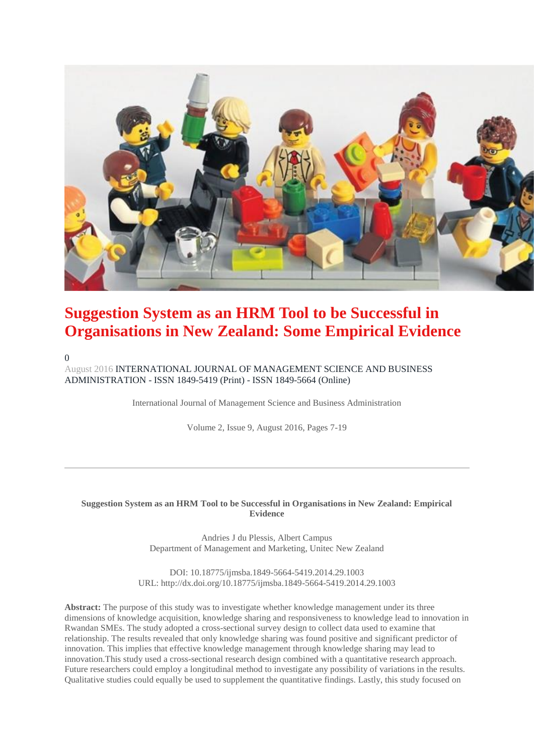# Suggestion System as an HRM Tool to be Successful in Organisations in New Zealand: Some Empirical Evidence

0

August 2016 INTERNATIONAL JOURNAL OF MANAGEMENT SCIENCE AND BUSINESS ADMINISTRATION - ISSN 1849-5419 (Print) - ISSN 1849-5664 (Online)

International Journal of Management Science and Business Administration

Volume 2, Issue 9, August 2016, Pages 7-19

---

**Suggestion System as an HRM Tool to be Successful in Organisations in New Zealand: Empirical Evidence**

Andries J du Plessis, Albert Campus
Department of Management and Marketing, Unitec New Zealand

DOI: 10.18775/ijmsba.1849-5664-5419.2014.29.1003
URL: http://dx.doi.org/10.18775/ijmsba.1849-5664-5419.2014.29.1003

**Abstract:** The purpose of this study was to investigate whether knowledge management under its three dimensions of knowledge acquisition, knowledge sharing and responsiveness to knowledge lead to innovation in Rwandan SMEs. The study adopted a cross-sectional survey design to collect data used to examine that relationship. The results revealed that only knowledge sharing was found positive and significant predictor of innovation. This implies that effective knowledge management through knowledge sharing may lead to innovation.This study used a cross-sectional research design combined with a quantitative research approach. Future researchers could employ a longitudinal method to investigate any possibility of variations in the results. Qualitative studies could equally be used to supplement the quantitative findings. Lastly, this study focused on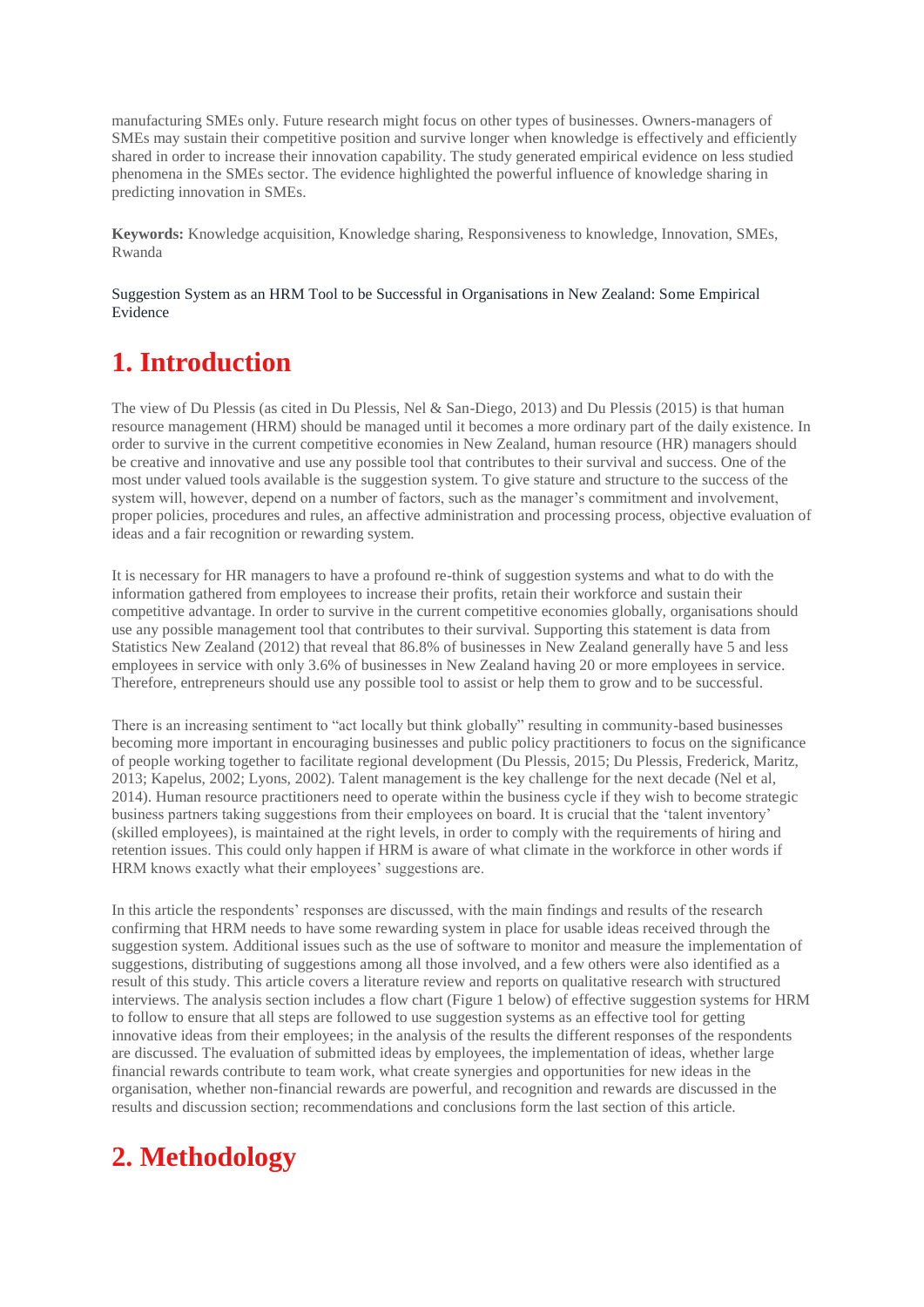manufacturing SMEs only. Future research might focus on other types of businesses. Owners-managers of SMEs may sustain their competitive position and survive longer when knowledge is effectively and efficiently shared in order to increase their innovation capability. The study generated empirical evidence on less studied phenomena in the SMEs sector. The evidence highlighted the powerful influence of knowledge sharing in predicting innovation in SMEs.

**Keywords:** Knowledge acquisition, Knowledge sharing, Responsiveness to knowledge, Innovation, SMEs, Rwanda

Suggestion System as an HRM Tool to be Successful in Organisations in New Zealand: Some Empirical Evidence

# 1. Introduction

The view of Du Plessis (as cited in Du Plessis, Nel & San-Diego, 2013) and Du Plessis (2015) is that human resource management (HRM) should be managed until it becomes a more ordinary part of the daily existence. In order to survive in the current competitive economies in New Zealand, human resource (HR) managers should be creative and innovative and use any possible tool that contributes to their survival and success. One of the most under valued tools available is the suggestion system. To give stature and structure to the success of the system will, however, depend on a number of factors, such as the manager's commitment and involvement, proper policies, procedures and rules, an affective administration and processing process, objective evaluation of ideas and a fair recognition or rewarding system.

It is necessary for HR managers to have a profound re-think of suggestion systems and what to do with the information gathered from employees to increase their profits, retain their workforce and sustain their competitive advantage. In order to survive in the current competitive economies globally, organisations should use any possible management tool that contributes to their survival. Supporting this statement is data from Statistics New Zealand (2012) that reveal that 86.8% of businesses in New Zealand generally have 5 and less employees in service with only 3.6% of businesses in New Zealand having 20 or more employees in service. Therefore, entrepreneurs should use any possible tool to assist or help them to grow and to be successful.

There is an increasing sentiment to "act locally but think globally" resulting in community-based businesses becoming more important in encouraging businesses and public policy practitioners to focus on the significance of people working together to facilitate regional development (Du Plessis, 2015; Du Plessis, Frederick, Maritz, 2013; Kapelus, 2002; Lyons, 2002). Talent management is the key challenge for the next decade (Nel et al, 2014). Human resource practitioners need to operate within the business cycle if they wish to become strategic business partners taking suggestions from their employees on board. It is crucial that the 'talent inventory' (skilled employees), is maintained at the right levels, in order to comply with the requirements of hiring and retention issues. This could only happen if HRM is aware of what climate in the workforce in other words if HRM knows exactly what their employees' suggestions are.

In this article the respondents' responses are discussed, with the main findings and results of the research confirming that HRM needs to have some rewarding system in place for usable ideas received through the suggestion system. Additional issues such as the use of software to monitor and measure the implementation of suggestions, distributing of suggestions among all those involved, and a few others were also identified as a result of this study. This article covers a literature review and reports on qualitative research with structured interviews. The analysis section includes a flow chart (Figure 1 below) of effective suggestion systems for HRM to follow to ensure that all steps are followed to use suggestion systems as an effective tool for getting innovative ideas from their employees; in the analysis of the results the different responses of the respondents are discussed. The evaluation of submitted ideas by employees, the implementation of ideas, whether large financial rewards contribute to team work, what create synergies and opportunities for new ideas in the organisation, whether non-financial rewards are powerful, and recognition and rewards are discussed in the results and discussion section; recommendations and conclusions form the last section of this article.

# 2. Methodology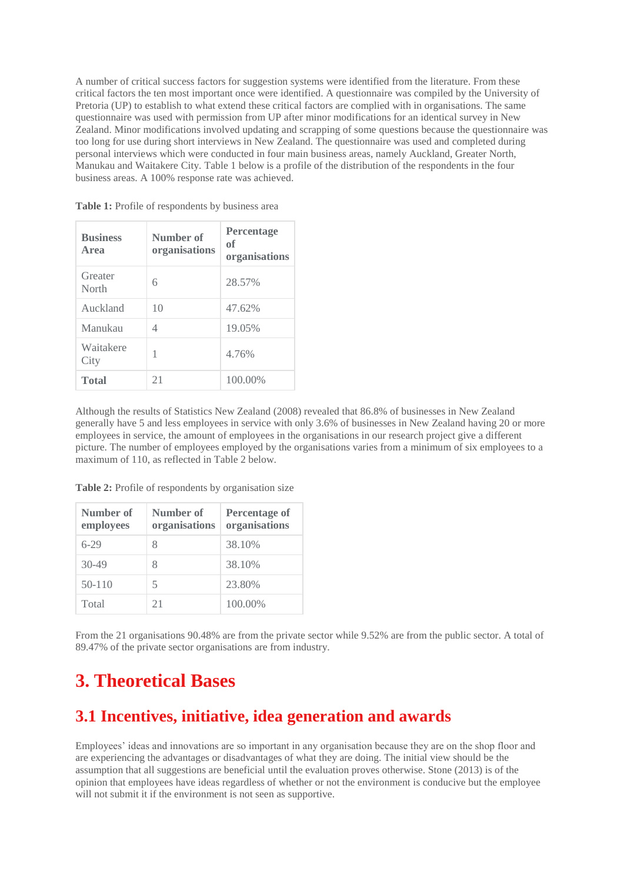A number of critical success factors for suggestion systems were identified from the literature. From these critical factors the ten most important once were identified. A questionnaire was compiled by the University of Pretoria (UP) to establish to what extend these critical factors are complied with in organisations. The same questionnaire was used with permission from UP after minor modifications for an identical survey in New Zealand. Minor modifications involved updating and scrapping of some questions because the questionnaire was too long for use during short interviews in New Zealand. The questionnaire was used and completed during personal interviews which were conducted in four main business areas, namely Auckland, Greater North, Manukau and Waitakere City. Table 1 below is a profile of the distribution of the respondents in the four business areas. A 100% response rate was achieved.

**Table 1:** Profile of respondents by business area

| Business Area | Number of organisations | Percentage of organisations |
|---|---|---|
| Greater North | 6 | 28.57% |
| Auckland | 10 | 47.62% |
| Manukau | 4 | 19.05% |
| Waitakere City | 1 | 4.76% |
| **Total** | 21 | 100.00% |

Although the results of Statistics New Zealand (2008) revealed that 86.8% of businesses in New Zealand generally have 5 and less employees in service with only 3.6% of businesses in New Zealand having 20 or more employees in service, the amount of employees in the organisations in our research project give a different picture. The number of employees employed by the organisations varies from a minimum of six employees to a maximum of 110, as reflected in Table 2 below.

**Table 2:** Profile of respondents by organisation size

| Number of employees | Number of organisations | Percentage of organisations |
|---|---|---|
| 6-29 | 8 | 38.10% |
| 30-49 | 8 | 38.10% |
| 50-110 | 5 | 23.80% |
| Total | 21 | 100.00% |

From the 21 organisations 90.48% are from the private sector while 9.52% are from the public sector. A total of 89.47% of the private sector organisations are from industry.

# 3. Theoretical Bases

## 3.1 Incentives, initiative, idea generation and awards

Employees' ideas and innovations are so important in any organisation because they are on the shop floor and are experiencing the advantages or disadvantages of what they are doing. The initial view should be the assumption that all suggestions are beneficial until the evaluation proves otherwise. Stone (2013) is of the opinion that employees have ideas regardless of whether or not the environment is conducive but the employee will not submit it if the environment is not seen as supportive.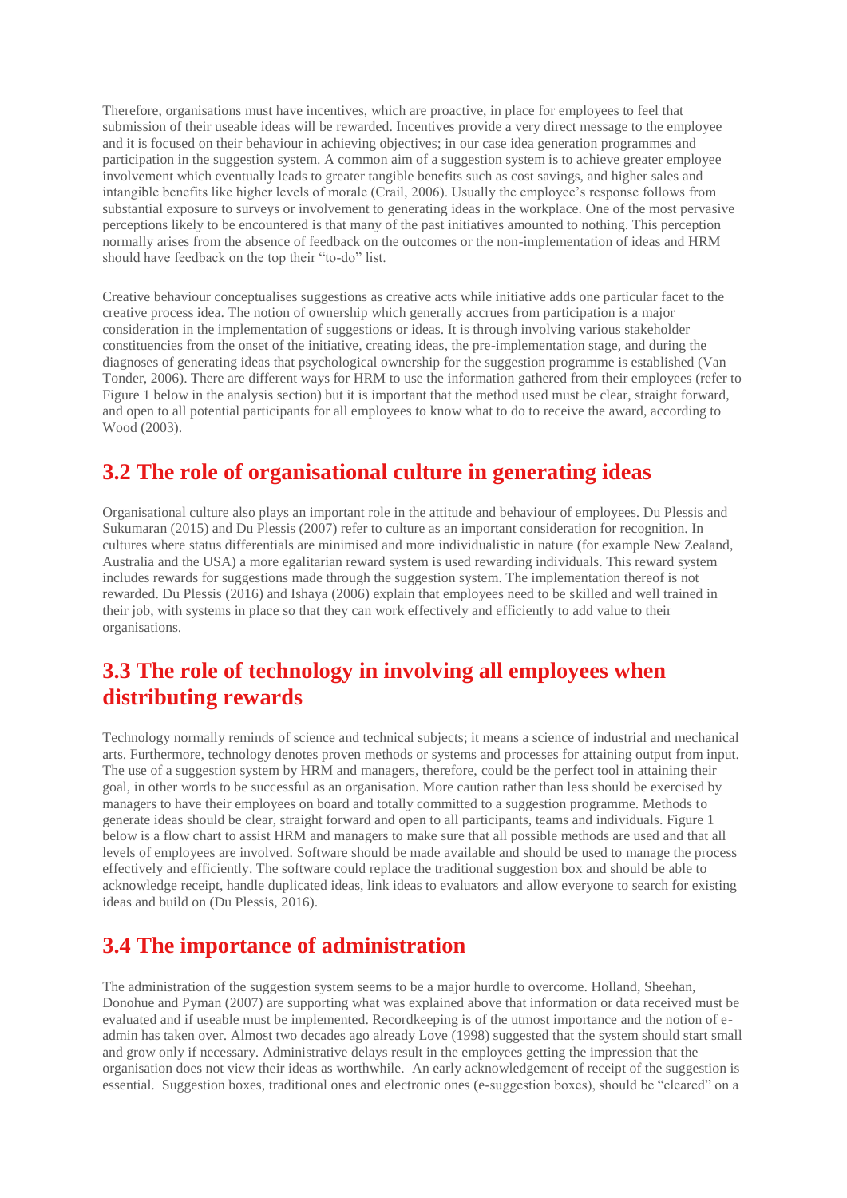Therefore, organisations must have incentives, which are proactive, in place for employees to feel that submission of their useable ideas will be rewarded. Incentives provide a very direct message to the employee and it is focused on their behaviour in achieving objectives; in our case idea generation programmes and participation in the suggestion system. A common aim of a suggestion system is to achieve greater employee involvement which eventually leads to greater tangible benefits such as cost savings, and higher sales and intangible benefits like higher levels of morale (Crail, 2006). Usually the employee's response follows from substantial exposure to surveys or involvement to generating ideas in the workplace. One of the most pervasive perceptions likely to be encountered is that many of the past initiatives amounted to nothing. This perception normally arises from the absence of feedback on the outcomes or the non-implementation of ideas and HRM should have feedback on the top their "to-do" list.

Creative behaviour conceptualises suggestions as creative acts while initiative adds one particular facet to the creative process idea. The notion of ownership which generally accrues from participation is a major consideration in the implementation of suggestions or ideas. It is through involving various stakeholder constituencies from the onset of the initiative, creating ideas, the pre-implementation stage, and during the diagnoses of generating ideas that psychological ownership for the suggestion programme is established (Van Tonder, 2006). There are different ways for HRM to use the information gathered from their employees (refer to Figure 1 below in the analysis section) but it is important that the method used must be clear, straight forward, and open to all potential participants for all employees to know what to do to receive the award, according to Wood (2003).

## 3.2 The role of organisational culture in generating ideas

Organisational culture also plays an important role in the attitude and behaviour of employees. Du Plessis and Sukumaran (2015) and Du Plessis (2007) refer to culture as an important consideration for recognition. In cultures where status differentials are minimised and more individualistic in nature (for example New Zealand, Australia and the USA) a more egalitarian reward system is used rewarding individuals. This reward system includes rewards for suggestions made through the suggestion system. The implementation thereof is not rewarded. Du Plessis (2016) and Ishaya (2006) explain that employees need to be skilled and well trained in their job, with systems in place so that they can work effectively and efficiently to add value to their organisations.

## 3.3 The role of technology in involving all employees when distributing rewards

Technology normally reminds of science and technical subjects; it means a science of industrial and mechanical arts. Furthermore, technology denotes proven methods or systems and processes for attaining output from input. The use of a suggestion system by HRM and managers, therefore, could be the perfect tool in attaining their goal, in other words to be successful as an organisation. More caution rather than less should be exercised by managers to have their employees on board and totally committed to a suggestion programme. Methods to generate ideas should be clear, straight forward and open to all participants, teams and individuals. Figure 1 below is a flow chart to assist HRM and managers to make sure that all possible methods are used and that all levels of employees are involved. Software should be made available and should be used to manage the process effectively and efficiently. The software could replace the traditional suggestion box and should be able to acknowledge receipt, handle duplicated ideas, link ideas to evaluators and allow everyone to search for existing ideas and build on (Du Plessis, 2016).

## 3.4 The importance of administration

The administration of the suggestion system seems to be a major hurdle to overcome. Holland, Sheehan, Donohue and Pyman (2007) are supporting what was explained above that information or data received must be evaluated and if useable must be implemented. Recordkeeping is of the utmost importance and the notion of e-admin has taken over. Almost two decades ago already Love (1998) suggested that the system should start small and grow only if necessary. Administrative delays result in the employees getting the impression that the organisation does not view their ideas as worthwhile. An early acknowledgement of receipt of the suggestion is essential. Suggestion boxes, traditional ones and electronic ones (e-suggestion boxes), should be "cleared" on a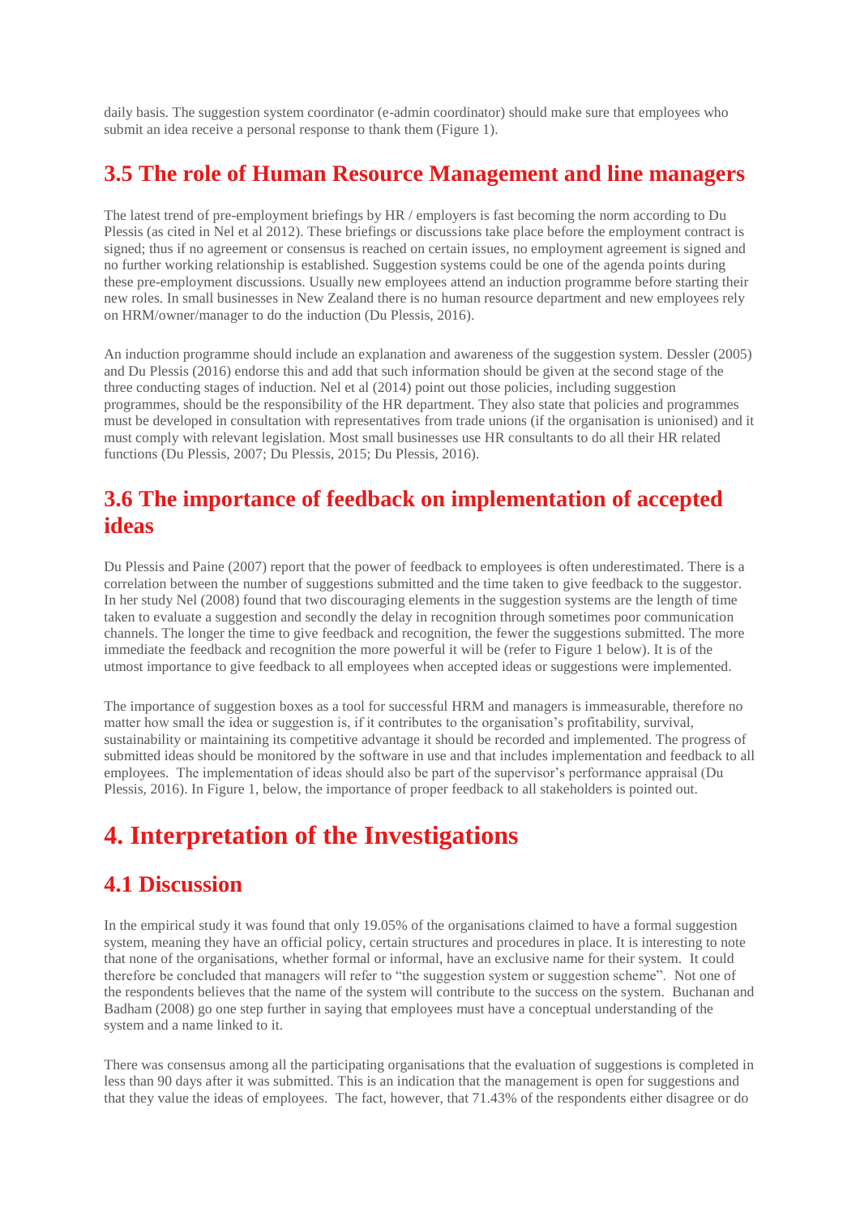daily basis. The suggestion system coordinator (e-admin coordinator) should make sure that employees who submit an idea receive a personal response to thank them (Figure 1).

## 3.5 The role of Human Resource Management and line managers

The latest trend of pre-employment briefings by HR / employers is fast becoming the norm according to Du Plessis (as cited in Nel et al 2012). These briefings or discussions take place before the employment contract is signed; thus if no agreement or consensus is reached on certain issues, no employment agreement is signed and no further working relationship is established. Suggestion systems could be one of the agenda points during these pre-employment discussions. Usually new employees attend an induction programme before starting their new roles. In small businesses in New Zealand there is no human resource department and new employees rely on HRM/owner/manager to do the induction (Du Plessis, 2016).

An induction programme should include an explanation and awareness of the suggestion system. Dessler (2005) and Du Plessis (2016) endorse this and add that such information should be given at the second stage of the three conducting stages of induction. Nel et al (2014) point out those policies, including suggestion programmes, should be the responsibility of the HR department. They also state that policies and programmes must be developed in consultation with representatives from trade unions (if the organisation is unionised) and it must comply with relevant legislation. Most small businesses use HR consultants to do all their HR related functions (Du Plessis, 2007; Du Plessis, 2015; Du Plessis, 2016).

## 3.6 The importance of feedback on implementation of accepted ideas

Du Plessis and Paine (2007) report that the power of feedback to employees is often underestimated. There is a correlation between the number of suggestions submitted and the time taken to give feedback to the suggestor. In her study Nel (2008) found that two discouraging elements in the suggestion systems are the length of time taken to evaluate a suggestion and secondly the delay in recognition through sometimes poor communication channels. The longer the time to give feedback and recognition, the fewer the suggestions submitted. The more immediate the feedback and recognition the more powerful it will be (refer to Figure 1 below). It is of the utmost importance to give feedback to all employees when accepted ideas or suggestions were implemented.

The importance of suggestion boxes as a tool for successful HRM and managers is immeasurable, therefore no matter how small the idea or suggestion is, if it contributes to the organisation's profitability, survival, sustainability or maintaining its competitive advantage it should be recorded and implemented. The progress of submitted ideas should be monitored by the software in use and that includes implementation and feedback to all employees. The implementation of ideas should also be part of the supervisor's performance appraisal (Du Plessis, 2016). In Figure 1, below, the importance of proper feedback to all stakeholders is pointed out.

# 4. Interpretation of the Investigations

## 4.1 Discussion

In the empirical study it was found that only 19.05% of the organisations claimed to have a formal suggestion system, meaning they have an official policy, certain structures and procedures in place. It is interesting to note that none of the organisations, whether formal or informal, have an exclusive name for their system. It could therefore be concluded that managers will refer to "the suggestion system or suggestion scheme". Not one of the respondents believes that the name of the system will contribute to the success on the system. Buchanan and Badham (2008) go one step further in saying that employees must have a conceptual understanding of the system and a name linked to it.

There was consensus among all the participating organisations that the evaluation of suggestions is completed in less than 90 days after it was submitted. This is an indication that the management is open for suggestions and that they value the ideas of employees. The fact, however, that 71.43% of the respondents either disagree or do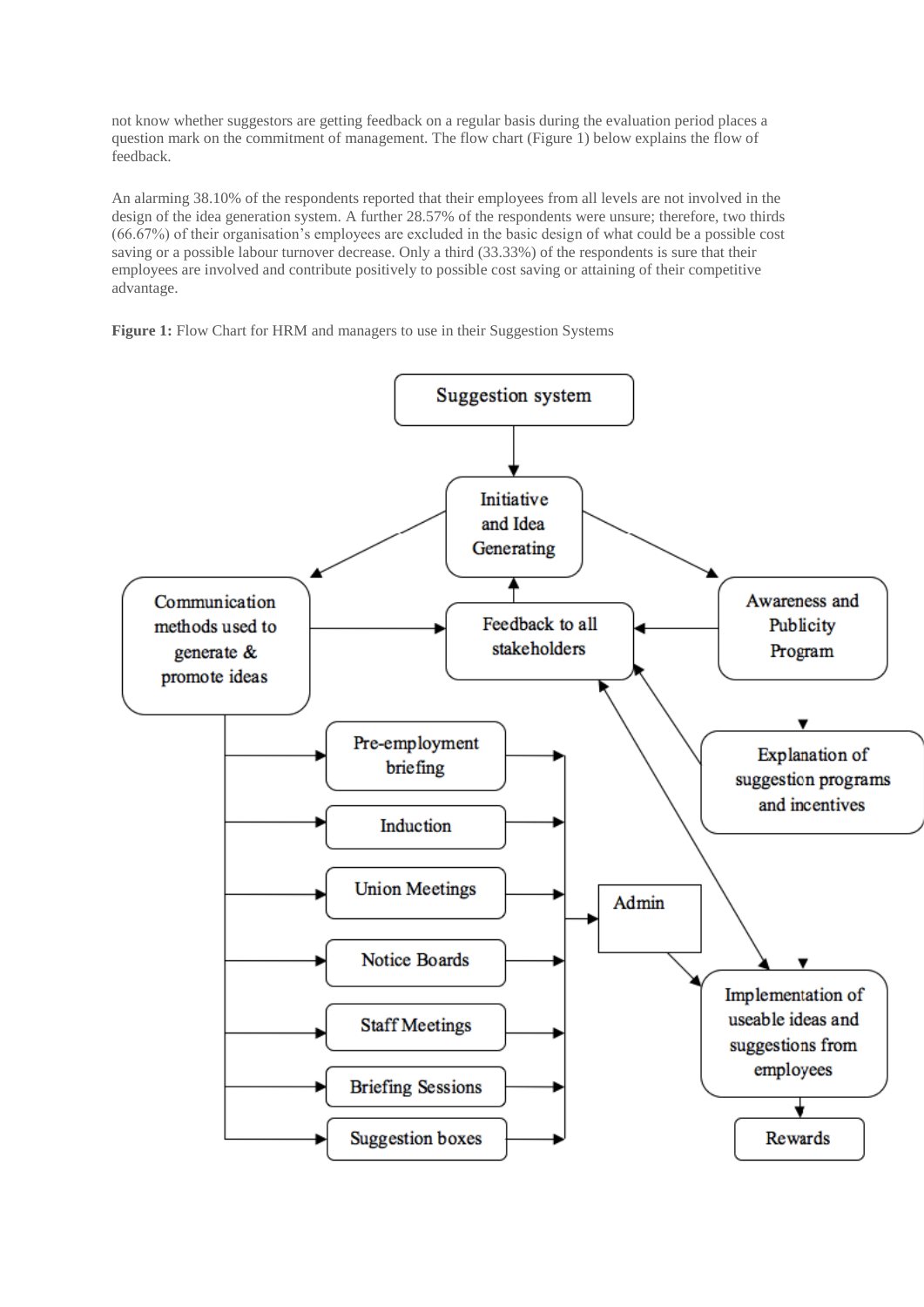not know whether suggestors are getting feedback on a regular basis during the evaluation period places a question mark on the commitment of management. The flow chart (Figure 1) below explains the flow of feedback.

An alarming 38.10% of the respondents reported that their employees from all levels are not involved in the design of the idea generation system. A further 28.57% of the respondents were unsure; therefore, two thirds (66.67%) of their organisation's employees are excluded in the basic design of what could be a possible cost saving or a possible labour turnover decrease. Only a third (33.33%) of the respondents is sure that their employees are involved and contribute positively to possible cost saving or attaining of their competitive advantage.

**Figure 1:** Flow Chart for HRM and managers to use in their Suggestion Systems

Suggestion system

Initiative and Idea Generating

Communication methods used to generate & promote ideas

Feedback to all stakeholders

Awareness and Publicity Program

Pre-employment briefing

Induction

Union Meetings

Notice Boards

Staff Meetings

Briefing Sessions

Suggestion boxes

Admin

Explanation of suggestion programs and incentives

Implementation of useable ideas and suggestions from employees

Rewards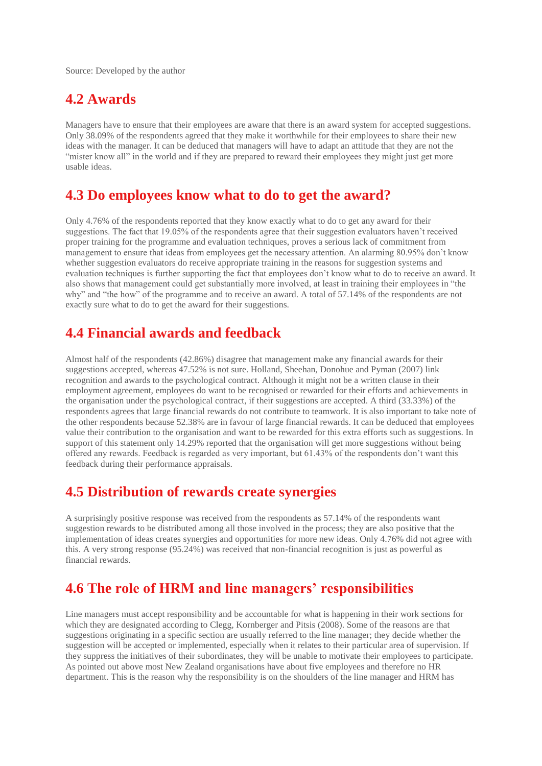Source: Developed by the author

## 4.2 Awards

Managers have to ensure that their employees are aware that there is an award system for accepted suggestions. Only 38.09% of the respondents agreed that they make it worthwhile for their employees to share their new ideas with the manager. It can be deduced that managers will have to adapt an attitude that they are not the "mister know all" in the world and if they are prepared to reward their employees they might just get more usable ideas.

## 4.3 Do employees know what to do to get the award?

Only 4.76% of the respondents reported that they know exactly what to do to get any award for their suggestions. The fact that 19.05% of the respondents agree that their suggestion evaluators haven't received proper training for the programme and evaluation techniques, proves a serious lack of commitment from management to ensure that ideas from employees get the necessary attention. An alarming 80.95% don't know whether suggestion evaluators do receive appropriate training in the reasons for suggestion systems and evaluation techniques is further supporting the fact that employees don't know what to do to receive an award. It also shows that management could get substantially more involved, at least in training their employees in "the why" and "the how" of the programme and to receive an award. A total of 57.14% of the respondents are not exactly sure what to do to get the award for their suggestions.

## 4.4 Financial awards and feedback

Almost half of the respondents (42.86%) disagree that management make any financial awards for their suggestions accepted, whereas 47.52% is not sure. Holland, Sheehan, Donohue and Pyman (2007) link recognition and awards to the psychological contract. Although it might not be a written clause in their employment agreement, employees do want to be recognised or rewarded for their efforts and achievements in the organisation under the psychological contract, if their suggestions are accepted. A third (33.33%) of the respondents agrees that large financial rewards do not contribute to teamwork. It is also important to take note of the other respondents because 52.38% are in favour of large financial rewards. It can be deduced that employees value their contribution to the organisation and want to be rewarded for this extra efforts such as suggestions. In support of this statement only 14.29% reported that the organisation will get more suggestions without being offered any rewards. Feedback is regarded as very important, but 61.43% of the respondents don't want this feedback during their performance appraisals.

## 4.5 Distribution of rewards create synergies

A surprisingly positive response was received from the respondents as 57.14% of the respondents want suggestion rewards to be distributed among all those involved in the process; they are also positive that the implementation of ideas creates synergies and opportunities for more new ideas. Only 4.76% did not agree with this. A very strong response (95.24%) was received that non-financial recognition is just as powerful as financial rewards.

## 4.6 The role of HRM and line managers' responsibilities

Line managers must accept responsibility and be accountable for what is happening in their work sections for which they are designated according to Clegg, Kornberger and Pitsis (2008). Some of the reasons are that suggestions originating in a specific section are usually referred to the line manager; they decide whether the suggestion will be accepted or implemented, especially when it relates to their particular area of supervision. If they suppress the initiatives of their subordinates, they will be unable to motivate their employees to participate. As pointed out above most New Zealand organisations have about five employees and therefore no HR department. This is the reason why the responsibility is on the shoulders of the line manager and HRM has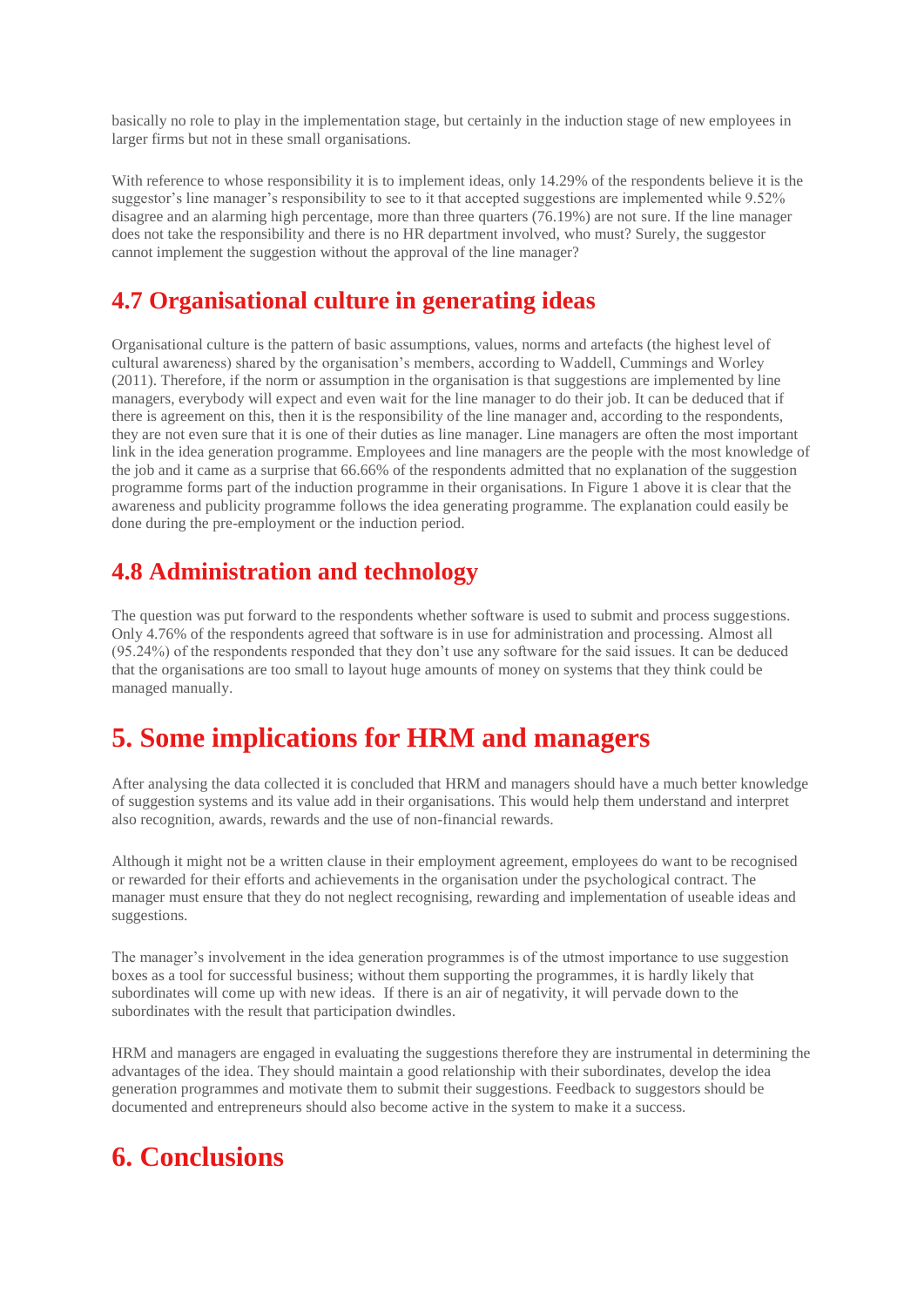basically no role to play in the implementation stage, but certainly in the induction stage of new employees in larger firms but not in these small organisations.

With reference to whose responsibility it is to implement ideas, only 14.29% of the respondents believe it is the suggestor's line manager's responsibility to see to it that accepted suggestions are implemented while 9.52% disagree and an alarming high percentage, more than three quarters (76.19%) are not sure. If the line manager does not take the responsibility and there is no HR department involved, who must? Surely, the suggestor cannot implement the suggestion without the approval of the line manager?

## 4.7 Organisational culture in generating ideas

Organisational culture is the pattern of basic assumptions, values, norms and artefacts (the highest level of cultural awareness) shared by the organisation's members, according to Waddell, Cummings and Worley (2011). Therefore, if the norm or assumption in the organisation is that suggestions are implemented by line managers, everybody will expect and even wait for the line manager to do their job. It can be deduced that if there is agreement on this, then it is the responsibility of the line manager and, according to the respondents, they are not even sure that it is one of their duties as line manager. Line managers are often the most important link in the idea generation programme. Employees and line managers are the people with the most knowledge of the job and it came as a surprise that 66.66% of the respondents admitted that no explanation of the suggestion programme forms part of the induction programme in their organisations. In Figure 1 above it is clear that the awareness and publicity programme follows the idea generating programme. The explanation could easily be done during the pre-employment or the induction period.

## 4.8 Administration and technology

The question was put forward to the respondents whether software is used to submit and process suggestions. Only 4.76% of the respondents agreed that software is in use for administration and processing. Almost all (95.24%) of the respondents responded that they don't use any software for the said issues. It can be deduced that the organisations are too small to layout huge amounts of money on systems that they think could be managed manually.

# 5. Some implications for HRM and managers

After analysing the data collected it is concluded that HRM and managers should have a much better knowledge of suggestion systems and its value add in their organisations. This would help them understand and interpret also recognition, awards, rewards and the use of non-financial rewards.

Although it might not be a written clause in their employment agreement, employees do want to be recognised or rewarded for their efforts and achievements in the organisation under the psychological contract. The manager must ensure that they do not neglect recognising, rewarding and implementation of useable ideas and suggestions.

The manager's involvement in the idea generation programmes is of the utmost importance to use suggestion boxes as a tool for successful business; without them supporting the programmes, it is hardly likely that subordinates will come up with new ideas. If there is an air of negativity, it will pervade down to the subordinates with the result that participation dwindles.

HRM and managers are engaged in evaluating the suggestions therefore they are instrumental in determining the advantages of the idea. They should maintain a good relationship with their subordinates, develop the idea generation programmes and motivate them to submit their suggestions. Feedback to suggestors should be documented and entrepreneurs should also become active in the system to make it a success.

# 6. Conclusions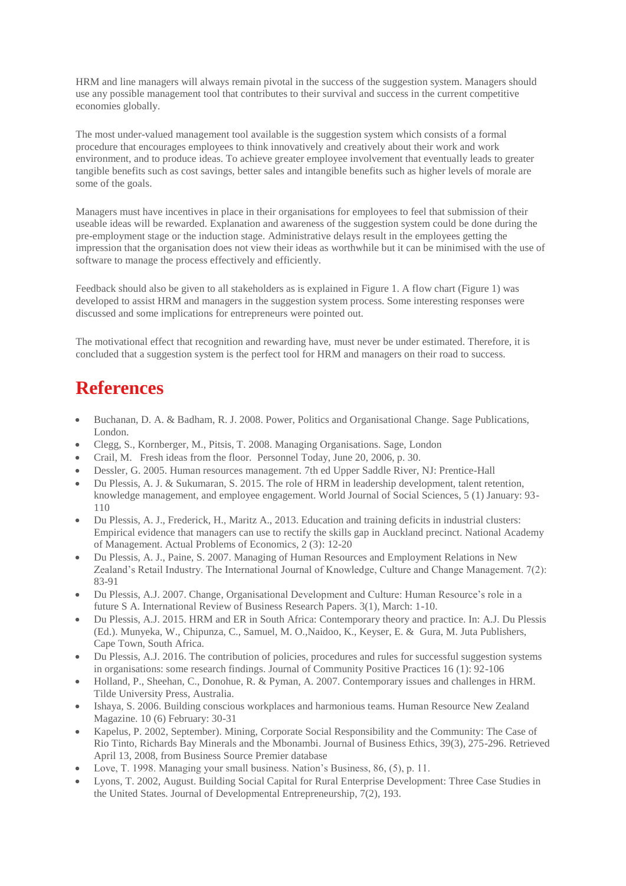HRM and line managers will always remain pivotal in the success of the suggestion system. Managers should use any possible management tool that contributes to their survival and success in the current competitive economies globally.

The most under-valued management tool available is the suggestion system which consists of a formal procedure that encourages employees to think innovatively and creatively about their work and work environment, and to produce ideas. To achieve greater employee involvement that eventually leads to greater tangible benefits such as cost savings, better sales and intangible benefits such as higher levels of morale are some of the goals.

Managers must have incentives in place in their organisations for employees to feel that submission of their useable ideas will be rewarded. Explanation and awareness of the suggestion system could be done during the pre-employment stage or the induction stage. Administrative delays result in the employees getting the impression that the organisation does not view their ideas as worthwhile but it can be minimised with the use of software to manage the process effectively and efficiently.

Feedback should also be given to all stakeholders as is explained in Figure 1. A flow chart (Figure 1) was developed to assist HRM and managers in the suggestion system process. Some interesting responses were discussed and some implications for entrepreneurs were pointed out.

The motivational effect that recognition and rewarding have, must never be under estimated. Therefore, it is concluded that a suggestion system is the perfect tool for HRM and managers on their road to success.

# References

- Buchanan, D. A. & Badham, R. J. 2008. Power, Politics and Organisational Change. Sage Publications, London.
- Clegg, S., Kornberger, M., Pitsis, T. 2008. Managing Organisations. Sage, London
- Crail, M. Fresh ideas from the floor. Personnel Today, June 20, 2006, p. 30.
- Dessler, G. 2005. Human resources management. 7th ed Upper Saddle River, NJ: Prentice-Hall
- Du Plessis, A. J. & Sukumaran, S. 2015. The role of HRM in leadership development, talent retention, knowledge management, and employee engagement. World Journal of Social Sciences, 5 (1) January: 93-110
- Du Plessis, A. J., Frederick, H., Maritz A., 2013. Education and training deficits in industrial clusters: Empirical evidence that managers can use to rectify the skills gap in Auckland precinct. National Academy of Management. Actual Problems of Economics, 2 (3): 12-20
- Du Plessis, A. J., Paine, S. 2007. Managing of Human Resources and Employment Relations in New Zealand's Retail Industry. The International Journal of Knowledge, Culture and Change Management. 7(2): 83-91
- Du Plessis, A.J. 2007. Change, Organisational Development and Culture: Human Resource's role in a future S A. International Review of Business Research Papers. 3(1), March: 1-10.
- Du Plessis, A.J. 2015. HRM and ER in South Africa: Contemporary theory and practice. In: A.J. Du Plessis (Ed.). Munyeka, W., Chipunza, C., Samuel, M. O.,Naidoo, K., Keyser, E. & Gura, M. Juta Publishers, Cape Town, South Africa.
- Du Plessis, A.J. 2016. The contribution of policies, procedures and rules for successful suggestion systems in organisations: some research findings. Journal of Community Positive Practices 16 (1): 92-106
- Holland, P., Sheehan, C., Donohue, R. & Pyman, A. 2007. Contemporary issues and challenges in HRM. Tilde University Press, Australia.
- Ishaya, S. 2006. Building conscious workplaces and harmonious teams. Human Resource New Zealand Magazine. 10 (6) February: 30-31
- Kapelus, P. 2002, September). Mining, Corporate Social Responsibility and the Community: The Case of Rio Tinto, Richards Bay Minerals and the Mbonambi. Journal of Business Ethics, 39(3), 275-296. Retrieved April 13, 2008, from Business Source Premier database
- Love, T. 1998. Managing your small business. Nation's Business, 86, (5), p. 11.
- Lyons, T. 2002, August. Building Social Capital for Rural Enterprise Development: Three Case Studies in the United States. Journal of Developmental Entrepreneurship, 7(2), 193.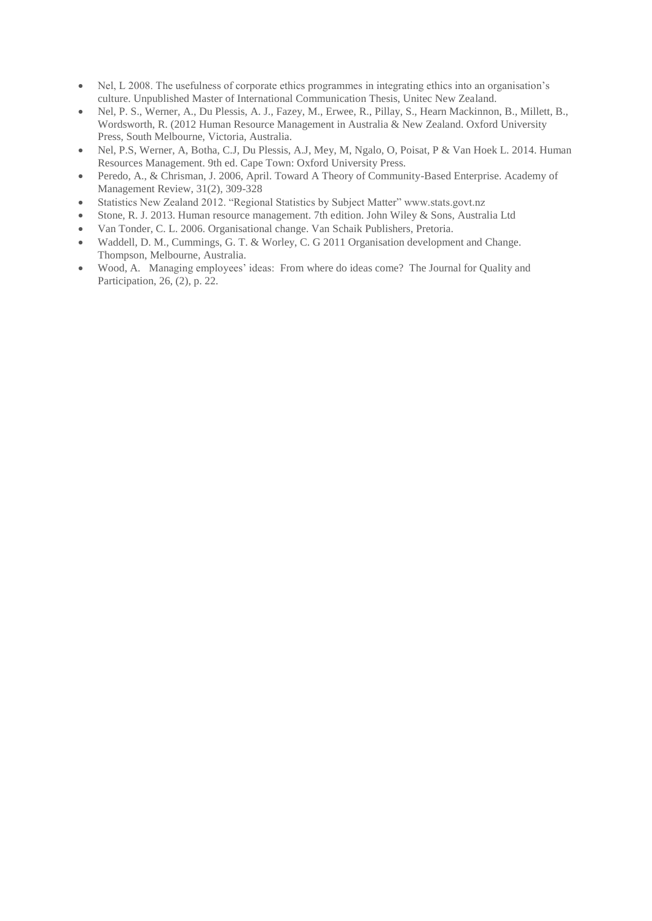- Nel, L 2008. The usefulness of corporate ethics programmes in integrating ethics into an organisation's culture. Unpublished Master of International Communication Thesis, Unitec New Zealand.
- Nel, P. S., Werner, A., Du Plessis, A. J., Fazey, M., Erwee, R., Pillay, S., Hearn Mackinnon, B., Millett, B., Wordsworth, R. (2012 Human Resource Management in Australia & New Zealand. Oxford University Press, South Melbourne, Victoria, Australia.
- Nel, P.S, Werner, A, Botha, C.J, Du Plessis, A.J, Mey, M, Ngalo, O, Poisat, P & Van Hoek L. 2014. Human Resources Management. 9th ed. Cape Town: Oxford University Press.
- Peredo, A., & Chrisman, J. 2006, April. Toward A Theory of Community-Based Enterprise. Academy of Management Review, 31(2), 309-328
- Statistics New Zealand 2012. "Regional Statistics by Subject Matter" www.stats.govt.nz
- Stone, R. J. 2013. Human resource management. 7th edition. John Wiley & Sons, Australia Ltd
- Van Tonder, C. L. 2006. Organisational change. Van Schaik Publishers, Pretoria.
- Waddell, D. M., Cummings, G. T. & Worley, C. G 2011 Organisation development and Change. Thompson, Melbourne, Australia.
- Wood, A. Managing employees' ideas: From where do ideas come? The Journal for Quality and Participation, 26, (2), p. 22.